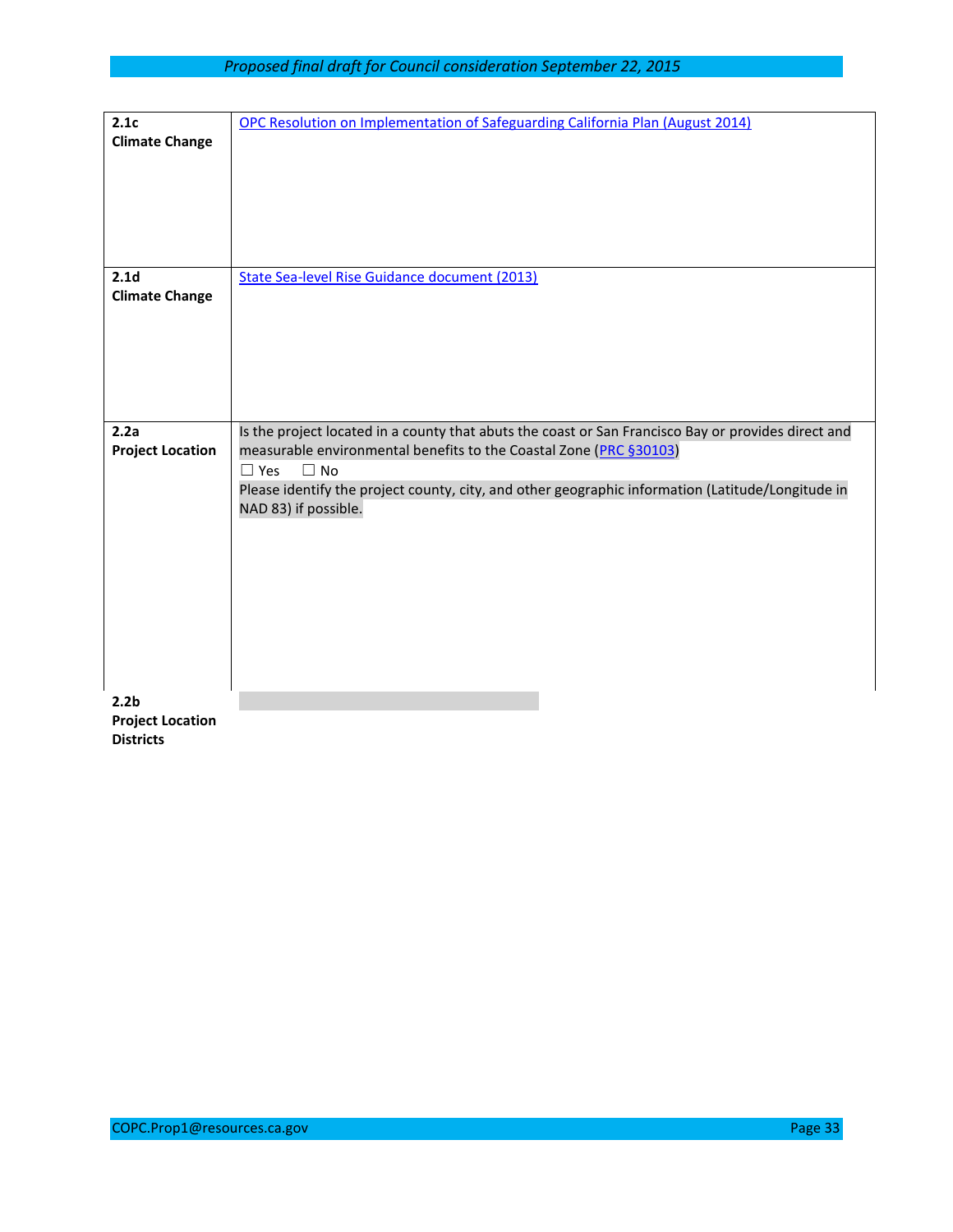| | |
|---|---|
| **2.1c**<br>**Climate Change** | OPC Resolution on Implementation of Safeguarding California Plan (August 2014) |
| **2.1d**<br>**Climate Change** | State Sea-level Rise Guidance document (2013) |
| **2.2a**<br>**Project Location** | Is the project located in a county that abuts the coast or San Francisco Bay or provides direct and measurable environmental benefits to the Coastal Zone (PRC §30103)<br>☐ Yes ☐ No<br>Please identify the project county, city, and other geographic information (Latitude/Longitude in NAD 83) if possible. |
| **2.2b**<br>**Project Location Districts** | |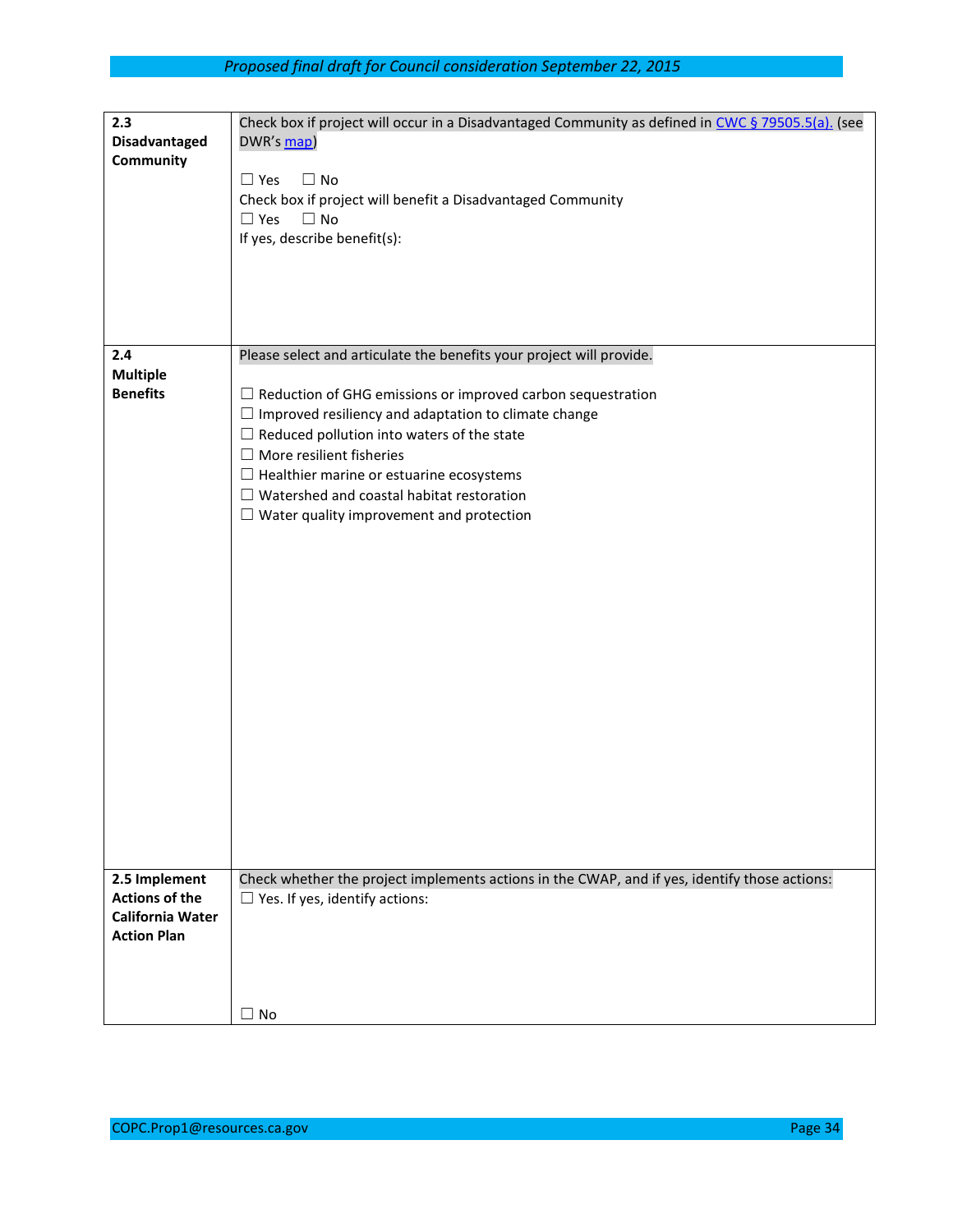| | |
|---|---|
| **2.3 Disadvantaged Community** | Check box if project will occur in a Disadvantaged Community as defined in [CWC § 79505.5(a).](#) (see DWR's [map](#))<br><br>☐ Yes ☐ No<br>Check box if project will benefit a Disadvantaged Community<br>☐ Yes ☐ No<br>If yes, describe benefit(s): |
| **2.4 Multiple Benefits** | Please select and articulate the benefits your project will provide.<br><br>☐ Reduction of GHG emissions or improved carbon sequestration<br>☐ Improved resiliency and adaptation to climate change<br>☐ Reduced pollution into waters of the state<br>☐ More resilient fisheries<br>☐ Healthier marine or estuarine ecosystems<br>☐ Watershed and coastal habitat restoration<br>☐ Water quality improvement and protection |
| **2.5 Implement Actions of the California Water Action Plan** | Check whether the project implements actions in the CWAP, and if yes, identify those actions:<br>☐ Yes. If yes, identify actions:<br><br><br>☐ No |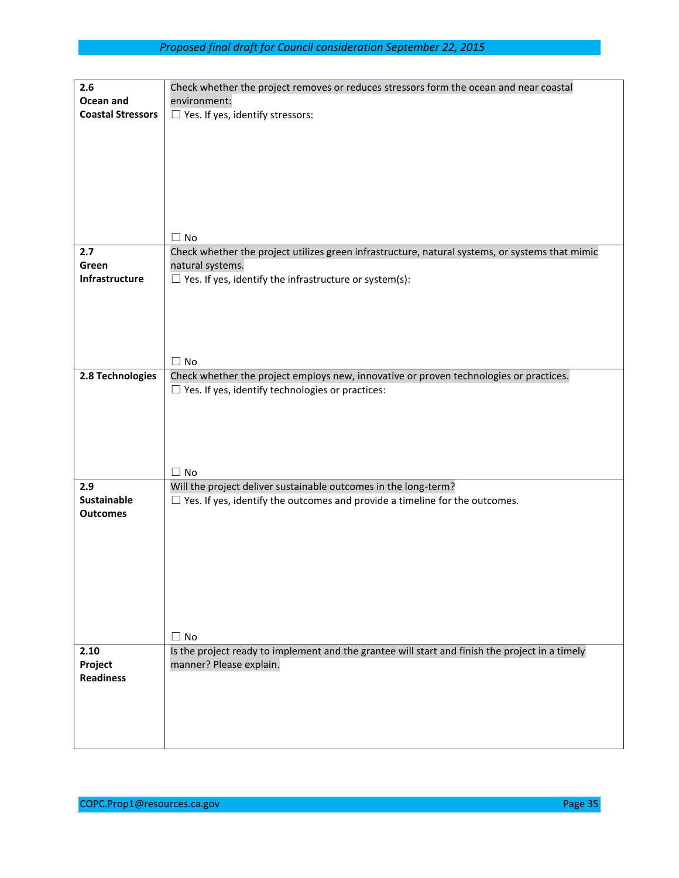| | |
|---|---|
| **2.6 Ocean and Coastal Stressors** | Check whether the project removes or reduces stressors form the ocean and near coastal environment:<br>☐ Yes. If yes, identify stressors:<br><br><br>☐ No |
| **2.7 Green Infrastructure** | Check whether the project utilizes green infrastructure, natural systems, or systems that mimic natural systems.<br>☐ Yes. If yes, identify the infrastructure or system(s):<br><br><br>☐ No |
| **2.8 Technologies** | Check whether the project employs new, innovative or proven technologies or practices.<br>☐ Yes. If yes, identify technologies or practices:<br><br><br>☐ No |
| **2.9 Sustainable Outcomes** | Will the project deliver sustainable outcomes in the long-term?<br>☐ Yes. If yes, identify the outcomes and provide a timeline for the outcomes.<br><br><br>☐ No |
| **2.10 Project Readiness** | Is the project ready to implement and the grantee will start and finish the project in a timely manner? Please explain. |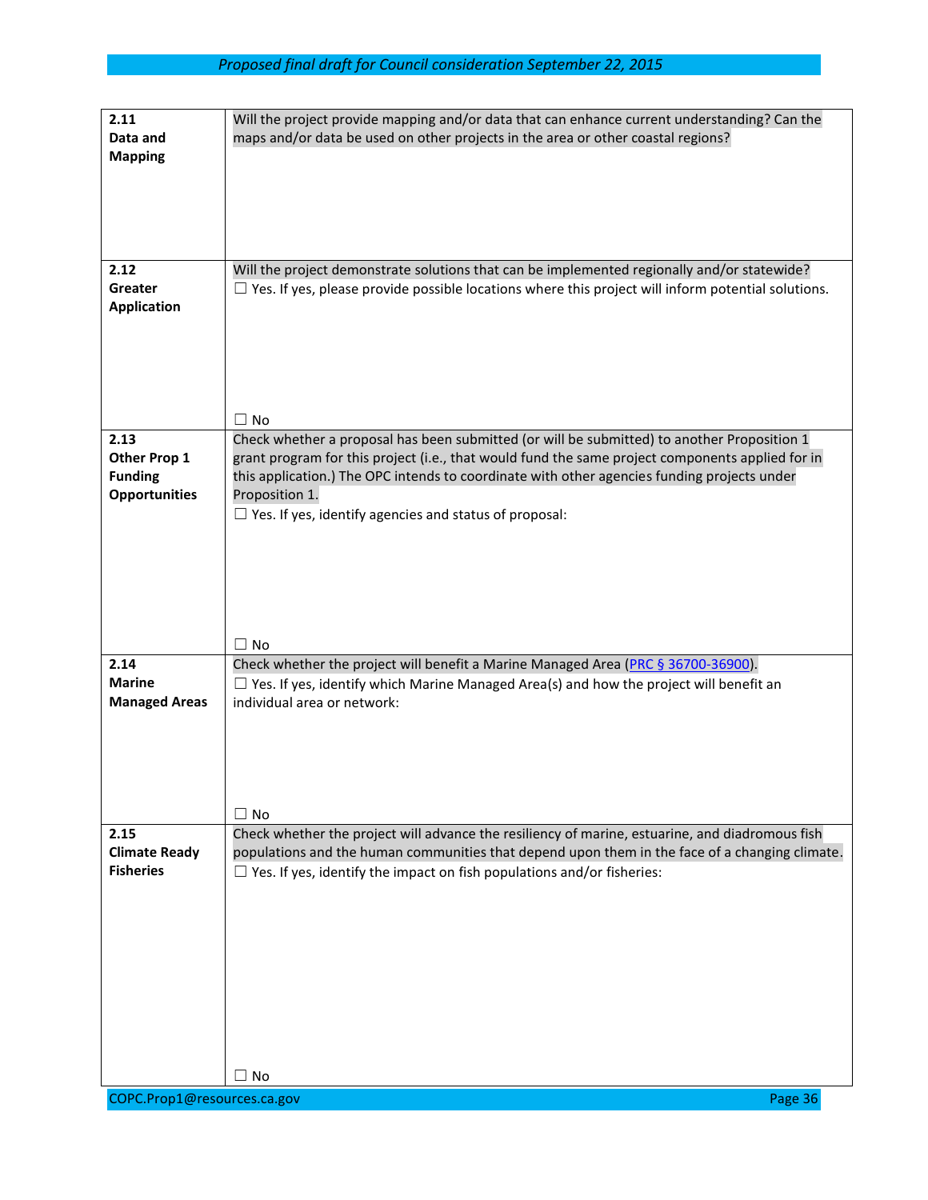| | |
|---|---|
| **2.11 Data and Mapping** | Will the project provide mapping and/or data that can enhance current understanding? Can the maps and/or data be used on other projects in the area or other coastal regions? |
| **2.12 Greater Application** | Will the project demonstrate solutions that can be implemented regionally and/or statewide?<br>☐ Yes. If yes, please provide possible locations where this project will inform potential solutions.<br><br>☐ No |
| **2.13 Other Prop 1 Funding Opportunities** | Check whether a proposal has been submitted (or will be submitted) to another Proposition 1 grant program for this project (i.e., that would fund the same project components applied for in this application.) The OPC intends to coordinate with other agencies funding projects under Proposition 1.<br>☐ Yes. If yes, identify agencies and status of proposal:<br><br>☐ No |
| **2.14 Marine Managed Areas** | Check whether the project will benefit a Marine Managed Area (PRC § 36700-36900).<br>☐ Yes. If yes, identify which Marine Managed Area(s) and how the project will benefit an individual area or network:<br><br>☐ No |
| **2.15 Climate Ready Fisheries** | Check whether the project will advance the resiliency of marine, estuarine, and diadromous fish populations and the human communities that depend upon them in the face of a changing climate.<br>☐ Yes. If yes, identify the impact on fish populations and/or fisheries:<br><br>☐ No |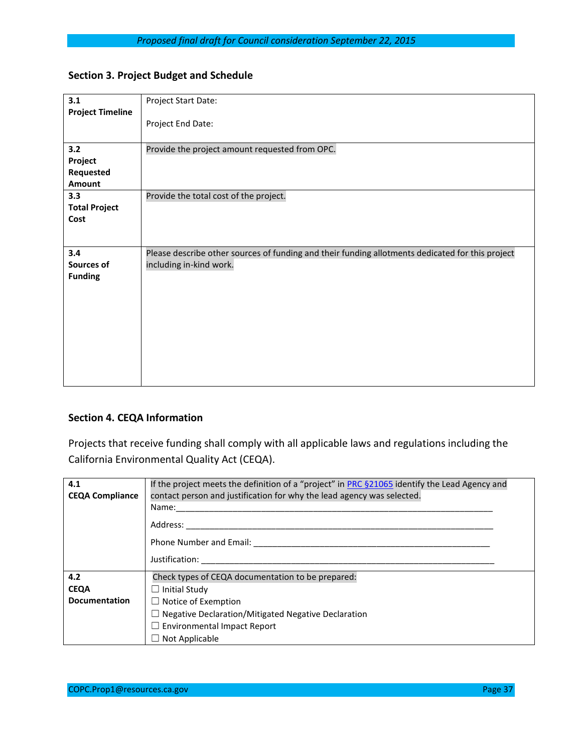## Section 3. Project Budget and Schedule

| | |
|---|---|
| **3.1 Project Timeline** | Project Start Date:<br><br>Project End Date: |
| **3.2 Project Requested Amount** | Provide the project amount requested from OPC. |
| **3.3 Total Project Cost** | Provide the total cost of the project. |
| **3.4 Sources of Funding** | Please describe other sources of funding and their funding allotments dedicated for this project including in-kind work. |

## Section 4. CEQA Information

Projects that receive funding shall comply with all applicable laws and regulations including the California Environmental Quality Act (CEQA).

| | |
|---|---|
| **4.1 CEQA Compliance** | If the project meets the definition of a "project" in PRC §21065 identify the Lead Agency and contact person and justification for why the lead agency was selected.<br>Name:\_\_\_\_\_\_\_\_\_\_\_\_\_\_\_\_\_\_\_\_\_\_\_\_\_\_\_\_\_\_\_\_\_\_\_\_\_\_\_\_\_\_\_\_\_\_\_\_<br>Address: \_\_\_\_\_\_\_\_\_\_\_\_\_\_\_\_\_\_\_\_\_\_\_\_\_\_\_\_\_\_\_\_\_\_\_\_\_\_\_\_\_\_\_\_\_\_\_\_<br>Phone Number and Email: \_\_\_\_\_\_\_\_\_\_\_\_\_\_\_\_\_\_\_\_\_\_\_\_\_\_\_\_\_\_\_\_\_\_\_\_<br>Justification: \_\_\_\_\_\_\_\_\_\_\_\_\_\_\_\_\_\_\_\_\_\_\_\_\_\_\_\_\_\_\_\_\_\_\_\_\_\_\_\_\_\_\_\_\_\_ |
| **4.2 CEQA Documentation** | Check types of CEQA documentation to be prepared:<br>☐ Initial Study<br>☐ Notice of Exemption<br>☐ Negative Declaration/Mitigated Negative Declaration<br>☐ Environmental Impact Report<br>☐ Not Applicable |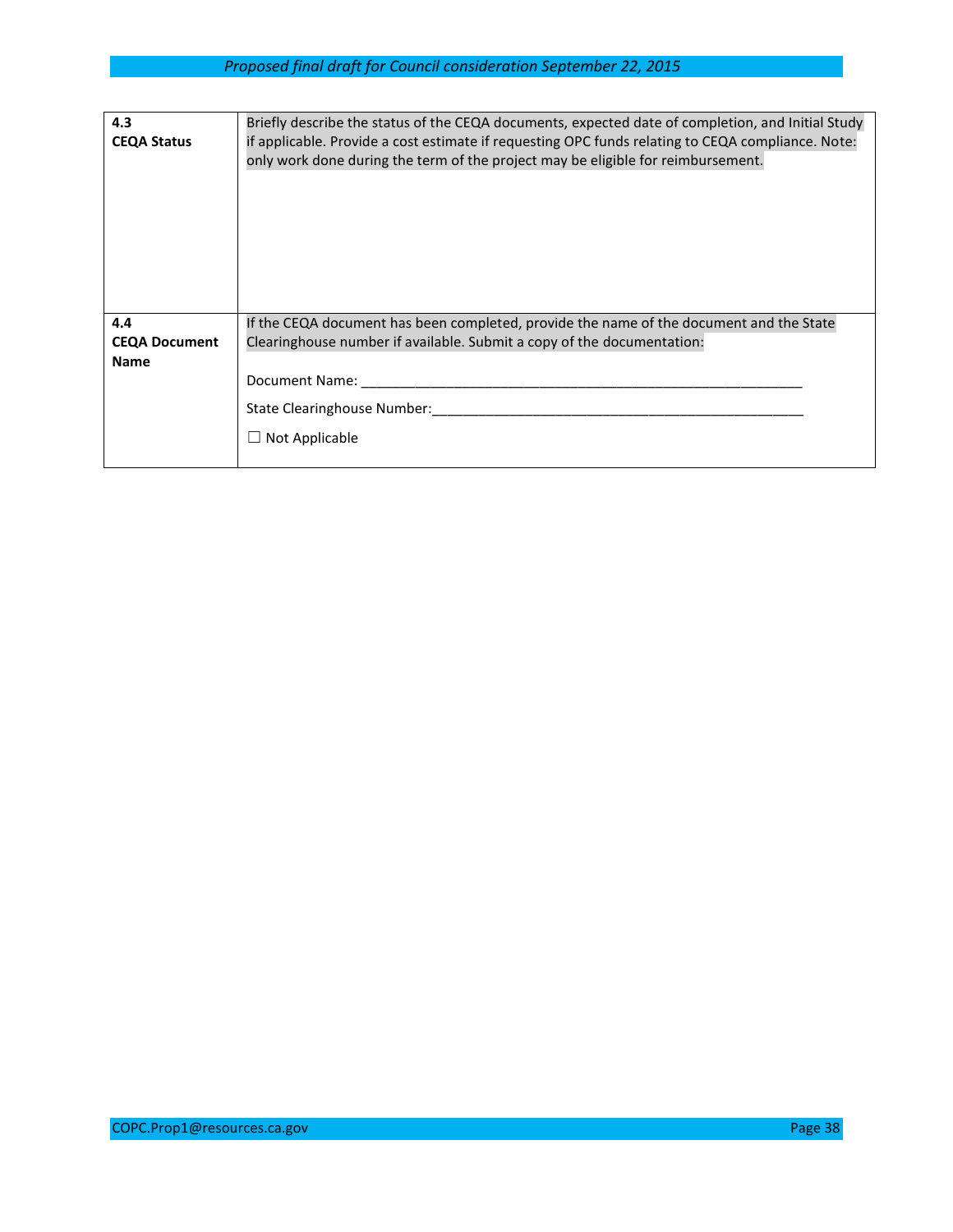| | |
|---|---|
| **4.3**<br>**CEQA Status** | Briefly describe the status of the CEQA documents, expected date of completion, and Initial Study if applicable. Provide a cost estimate if requesting OPC funds relating to CEQA compliance. Note: only work done during the term of the project may be eligible for reimbursement. |
| **4.4**<br>**CEQA Document Name** | If the CEQA document has been completed, provide the name of the document and the State Clearinghouse number if available. Submit a copy of the documentation:<br><br>Document Name: ____________________________________________________________<br><br>State Clearinghouse Number:____________________________________________________<br><br>☐ Not Applicable |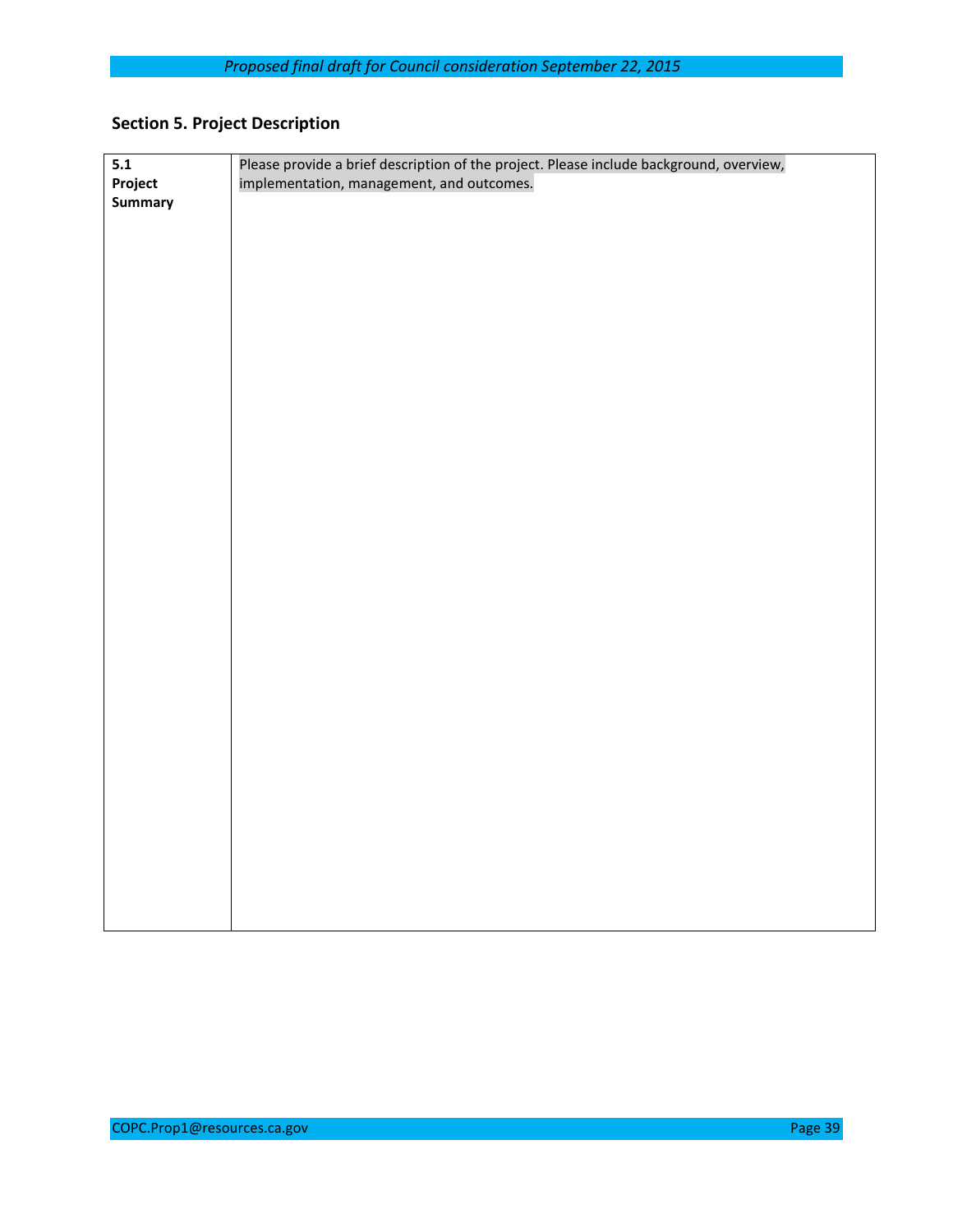## Section 5. Project Description

| 5.1 Project Summary | Please provide a brief description of the project. Please include background, overview, implementation, management, and outcomes. |
|---|---|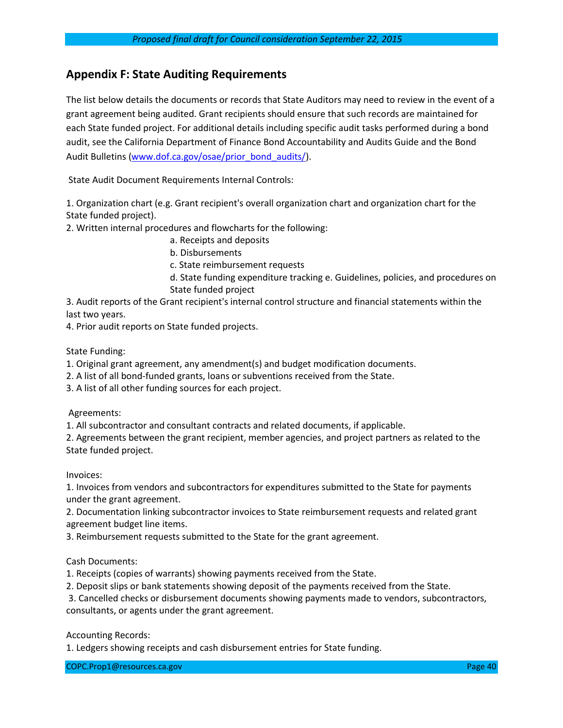## Appendix F: State Auditing Requirements

The list below details the documents or records that State Auditors may need to review in the event of a grant agreement being audited. Grant recipients should ensure that such records are maintained for each State funded project. For additional details including specific audit tasks performed during a bond audit, see the California Department of Finance Bond Accountability and Audits Guide and the Bond Audit Bulletins ([www.dof.ca.gov/osae/prior_bond_audits/](http://www.dof.ca.gov/osae/prior_bond_audits/)).

State Audit Document Requirements Internal Controls:

1. Organization chart (e.g. Grant recipient's overall organization chart and organization chart for the State funded project).
2. Written internal procedures and flowcharts for the following:
   a. Receipts and deposits
   b. Disbursements
   c. State reimbursement requests
   d. State funding expenditure tracking e. Guidelines, policies, and procedures on State funded project
3. Audit reports of the Grant recipient's internal control structure and financial statements within the last two years.
4. Prior audit reports on State funded projects.

State Funding:

1. Original grant agreement, any amendment(s) and budget modification documents.
2. A list of all bond-funded grants, loans or subventions received from the State.
3. A list of all other funding sources for each project.

Agreements:

1. All subcontractor and consultant contracts and related documents, if applicable.
2. Agreements between the grant recipient, member agencies, and project partners as related to the State funded project.

Invoices:

1. Invoices from vendors and subcontractors for expenditures submitted to the State for payments under the grant agreement.
2. Documentation linking subcontractor invoices to State reimbursement requests and related grant agreement budget line items.
3. Reimbursement requests submitted to the State for the grant agreement.

Cash Documents:

1. Receipts (copies of warrants) showing payments received from the State.
2. Deposit slips or bank statements showing deposit of the payments received from the State.
3. Cancelled checks or disbursement documents showing payments made to vendors, subcontractors, consultants, or agents under the grant agreement.

Accounting Records:

1. Ledgers showing receipts and cash disbursement entries for State funding.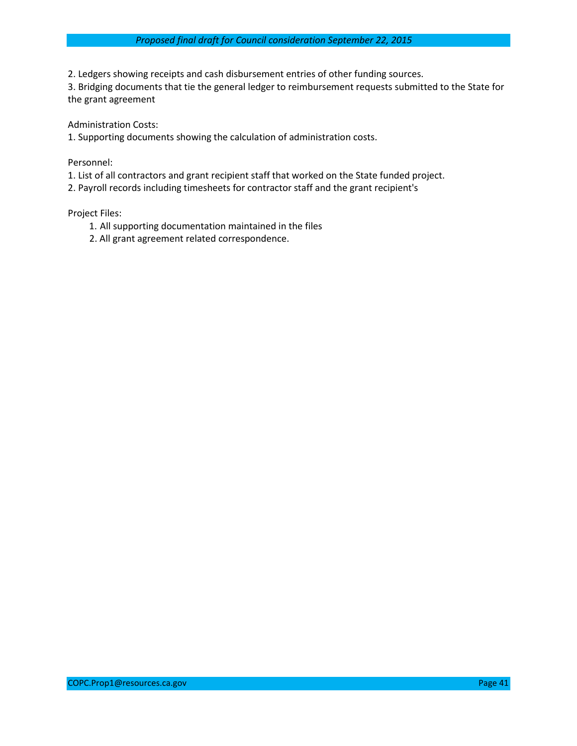2. Ledgers showing receipts and cash disbursement entries of other funding sources.
3. Bridging documents that tie the general ledger to reimbursement requests submitted to the State for the grant agreement

Administration Costs:
1. Supporting documents showing the calculation of administration costs.

Personnel:
1. List of all contractors and grant recipient staff that worked on the State funded project.
2. Payroll records including timesheets for contractor staff and the grant recipient's

Project Files:
1. All supporting documentation maintained in the files
2. All grant agreement related correspondence.